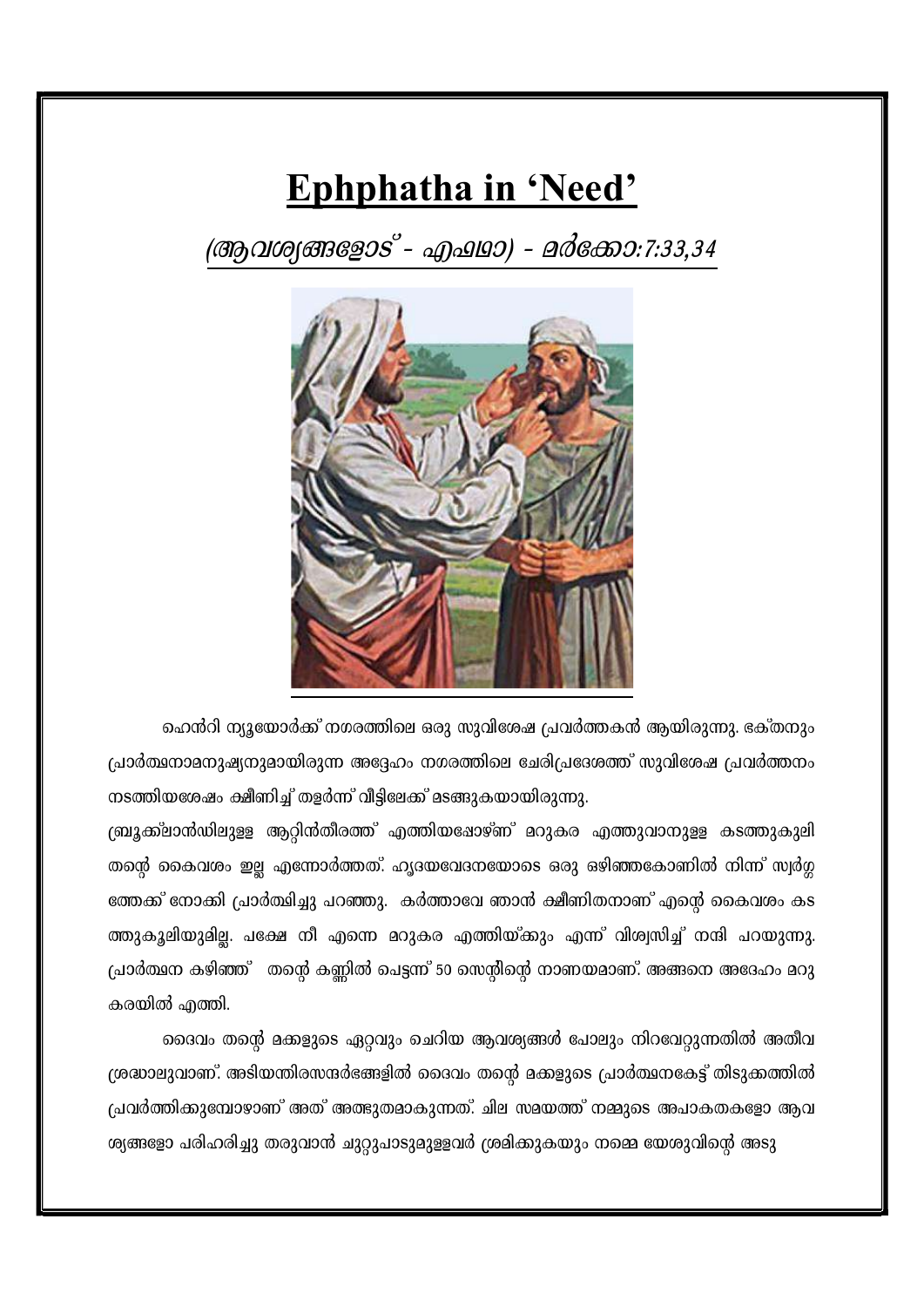# Ephphatha in 'Need'

*(ആവശ്യങ്ങളോട് - എഫഥാ) - മർക്കോ:7:33,34*

ഹെൻറി ന്യൂയോർക്ക് നഗരത്തിലെ ഒരു സുവിശേഷ പ്രവർത്തകൻ ആയിരുന്നു. ഭക്തനും പ്രാർത്ഥനാമനുഷ്യനുമായിരുന്ന അദ്ദേഹം നഗരത്തിലെ ചേരിപ്രദേശത്ത് സുവിശേഷ പ്രവർത്തനം നടത്തിയശേഷം ക്ഷീണിച്ച് തളർന്ന് വീട്ടിലേക്ക് മടങ്ങുകയായിരുന്നു.

ബ്രൂക്ക്ലാൻഡിലുള്ള ആറ്റിൻതീരത്ത് എത്തിയപ്പോഴ്ണ് മറുകര എത്തുവാനുള്ള കടത്തുകൂലി തന്റെ കൈവശം ഇല്ല എന്നോർത്തത്. ഹൃദയവേദനയോടെ ഒരു ഒഴിഞ്ഞകോണിൽ നിന്ന് സ്വർഗ്ഗത്തേക്ക് നോക്കി പ്രാർത്ഥിച്ചു പറഞ്ഞു. കർത്താവേ ഞാൻ ക്ഷീണിതനാണ് എന്റെ കൈവശം കടത്തുകൂലിയുമില്ല. പക്ഷേ നീ എന്നെ മറുകര എത്തിയ്ക്കും എന്ന് വിശ്വസിച്ച് നന്ദി പറയുന്നു. പ്രാർത്ഥന കഴിഞ്ഞ് തന്റെ കണ്ണിൽ പെട്ടന്ന് 50 സെന്റിന്റെ നാണയമാണ്. അങ്ങനെ അദേഹം മറുകരയിൽ എത്തി.

ദൈവം തന്റെ മക്കളുടെ ഏറ്റവും ചെറിയ ആവശ്യങ്ങൾ പോലും നിറവേറ്റുന്നതിൽ അതീവ ശ്രദ്ധാലുവാണ്. അടിയന്തിരസന്ദർഭങ്ങളിൽ ദൈവം തന്റെ മക്കളുടെ പ്രാർത്ഥനകേട്ട് തിടുക്കത്തിൽ പ്രവർത്തിക്കുമ്പോഴാണ് അത് അത്ഭുതമാകുന്നത്. ചില സമയത്ത് നമ്മുടെ അപാകതകളോ ആവശ്യങ്ങളോ പരിഹരിച്ചു തരുവാൻ ചുറ്റുപാടുമുള്ളവർ ശ്രമിക്കുകയും നമ്മെ യേശുവിന്റെ അടു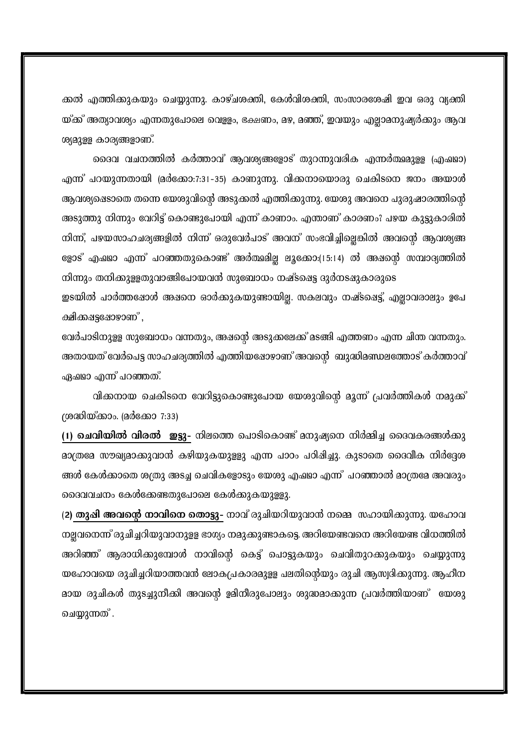ക്കൽ എത്തിക്കുകയും ചെയ്യുന്നു. കാഴ്ചശക്തി, കേൾവിശക്തി, സംസാരശേഷി ഇവ ഒരു വ്യക്തിയ്ക്ക് അത്യാവശ്യം എന്നതുപോലെ വെള്ളം, ഭക്ഷണം, മഴ, മഞ്ഞ്, ഇവയും എല്ലാമനുഷ്യർക്കും ആവശ്യമുള്ള കാര്യങ്ങളാണ്.

ദൈവ വചനത്തിൽ കർത്താവ് ആവശ്യങ്ങളോട് തുറന്നുവരിക എന്നർത്ഥമുള്ള (എഫഥാ) എന്ന് പറയുന്നതായി (മർക്കോ:7:31-35) കാണുന്നു. വിക്കനായൊരു ചെകിടനെ ജനം അയാൾ ആവശ്യപ്പെടാതെ തന്നെ യേശുവിന്റെ അടുക്കൽ എത്തിക്കുന്നു. യേശു അവനെ പുരുഷാരത്തിന്റെ അടുത്തു നിന്നും വേറിട്ട് കൊണ്ടുപോയി എന്ന് കാണാം. എന്താണ് കാരണം? പഴയ കൂട്ടുകാരിൽ നിന്ന്, പഴയസാഹചര്യങ്ങളിൽ നിന്ന് ഒരുവേർപാട് അവന് സംഭവിച്ചില്ലെങ്കിൽ അവന്റെ ആവശ്യങ്ങളോട് എഫഥാ എന്ന് പറഞ്ഞതുകൊണ്ട് അർത്ഥമില്ല ലൂക്കോ:(15:14) ൽ അപ്പന്റെ സമ്പാദ്യത്തിൽ നിന്നും തനിക്കുള്ളതുവാങ്ങിപോയവൻ സുബോധം നഷ്ടപ്പെട്ട ദുർനടപ്പുകാരുടെ

ഇടയിൽ പാർത്തപ്പോൾ അപ്പനെ ഓർക്കുകയുണ്ടായില്ല, സകലവും നഷ്ടപ്പെട്ട്, എല്ലാവരാലും ഉപേക്ഷിക്കപ്പെട്ടപ്പോഴാണ്,

വേർപാടിനുള്ള സുബോധം വന്നതും, അപ്പന്റെ അടുക്കലേക്ക് മടങ്ങി എത്തണം എന്ന ചിന്ത വന്നതും. അതായത് വേർപെട്ട സാഹചര്യത്തിൽ എത്തിയപ്പോഴാണ് അവന്റെ ബുദ്ധിമണ്ഡലത്തോട് കർത്താവ് ഏഫഥാ എന്ന് പറഞ്ഞത്.

വിക്കനായ ചെകിടനെ വേറിട്ടുകൊണ്ടുപോയ യേശുവിന്റെ മൂന്ന് പ്രവർത്തികൾ നമുക്ക് ശ്രദ്ധിയ്ക്കാം. (മർക്കോ 7:33)

**(1) ചെവിയിൽ വിരൽ ഇട്ടു-** നിലത്തെ പൊടികൊണ്ട് മനുഷ്യനെ നിർമ്മിച്ച ദൈവകരങ്ങൾക്കു മാത്രമേ സൗഖ്യമാക്കുവാൻ കഴിയുകയുള്ളു എന്ന പാഠം പഠിപ്പിച്ചു. കൂടാതെ ദൈവീക നിർദ്ദേശങ്ങൾ കേൾക്കാതെ ശത്രു അടച്ച ചെവികളോടും യേശു എഫഥാ എന്ന് പറഞ്ഞാൽ മാത്രമേ അവരും ദൈവവചനം കേൾക്കേണ്ടതുപോലെ കേൾക്കുകയുള്ളു.

**(2) തുപ്പി അവന്റെ നാവിനെ തൊട്ടു-** നാവ് രുചിയറിയുവാൻ നമ്മെ സഹായിക്കുന്നു. യഹോവ നല്ലവനെന്ന് രുചിച്ചറിയുവാനുള്ള ഭാഗ്യം നമുക്കുണ്ടാകട്ടെ. അറിയേണ്ടവനെ അറിയേണ്ട വിധത്തിൽ അറിഞ്ഞ് ആരാധിക്കുമ്പോൾ നാവിന്റെ കെട്ട് പൊട്ടുകയും ചെവിതുറക്കുകയും ചെയ്യുന്നു യഹോവയെ രുചിച്ചറിയാത്തവൻ ലോകപ്രകാരമുള്ള പലതിന്റെയും രുചി ആസ്വദിക്കുന്നു. ആഹീനമായ രുചികൾ തുടച്ചുനീക്കി അവന്റെ ഉമിനീരുപോലും ശുദ്ധമാക്കുന്ന പ്രവർത്തിയാണ് യേശു ചെയ്യുന്നത്.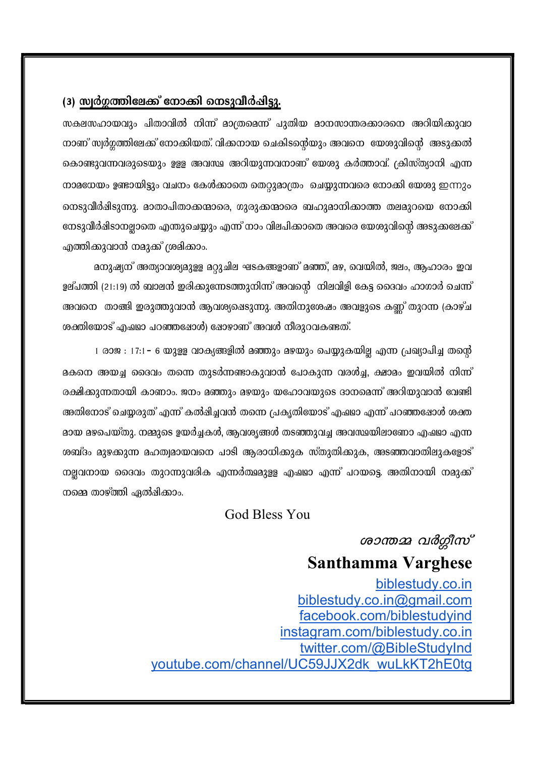### (3) സ്വർഗ്ഗത്തിലേക്ക് നോക്കി നെടുവീർഷിട്ടു.

സകലസഹായവും പിതാവിൽ നിന്ന് മാത്രമെന്ന് പുതിയ മാനസാന്തരക്കാരനെ അറിയിക്കുവാനാണ് സ്വർഗ്ഗത്തിലേക്ക് നോക്കിയത്. വിക്കനായ ചെകിടന്റെയും അവനെ യേശുവിന്റെ അടുക്കൽ കൊണ്ടുവന്നവരുടെയും ഉള്ള അവസ്ഥ അറിയുന്നവനാണ് യേശു കർത്താവ്. ക്രിസ്ത്യാനി എന്ന നാമധേയം ഉണ്ടായിട്ടും വചനം കേൾക്കാതെ തെറ്റുമാത്രം ചെയ്യുന്നവരെ നോക്കി യേശു ഇന്നും നെടുവീർഷിടുന്നു. മാതാപിതാക്കന്മാരെ, ഗുരുക്കന്മാരെ ബഹുമാനിക്കാത്ത തലമുറയെ നോക്കി നേടുവീർഷിടാനല്ലാതെ എന്തുചെയ്യും എന്ന് നാം വിലപിക്കാതെ അവരെ യേശുവിന്റെ അടുക്കലേക്ക് എത്തിക്കുവാൻ നമുക്ക് ശ്രമിക്കാം.

മനുഷ്യന് അത്യാവശ്യമുള്ള മറ്റുചില ഘടകങ്ങളാണ് മഞ്ഞ്, മഴ, വെയിൽ, ജലം, ആഹാരം ഇവ ഉല്പത്തി (21:19) ൽ ബാലൻ ഇരിക്കുന്നേടത്തുനിന്ന് അവന്റെ നിലവിളി കേട്ട ദൈവം ഹാഗാർ ചെന്ന് അവനെ താങ്ങി ഇരുത്തുവാൻ ആവശ്യപ്പെടുന്നു. അതിനുശേഷം അവളുടെ കണ്ണ് തുറന്ന (കാഴ്ച ശക്തിയോട് എഫഥാ പറഞ്ഞപ്പോൾ) പ്പോഴാണ് അവൾ നീരുറവകണ്ടത്.

1 രാജ : 17:1 - 6 യുള്ള വാക്യങ്ങളിൽ മഞ്ഞും മഴയും പെയ്യുകയില്ല എന്ന പ്രഖ്യാപിച്ച തന്റെ മകനെ അയച്ച ദൈവം തന്നെ തുടർന്നുണ്ടാകുവാൻ പോകുന്ന വരൾച്ച, ക്ഷാമം ഇവയിൽ നിന്ന് രക്ഷിക്കുന്നതായി കാണാം. ജനം മഞ്ഞും മഴയും യഹോവയുടെ ദാനമെന്ന് അറിയുവാൻ വേണ്ടി അതിനോട് ചെയ്യരുത് എന്ന് കൽഷിച്ചവൻ തന്നെ പ്രകൃതിയോട് എഫഥാ എന്ന് പറഞ്ഞപ്പോൾ ശക്തമായ മഴപെയ്തു. നമ്മുടെ ഉയർച്ചകൾ, ആവശ്യങ്ങൾ തടഞ്ഞുവച്ച അവസ്ഥയിലാണോ എഫഥാ എന്ന ശബ്ദം മുഴക്കുന്ന മഹത്വമായവനെ പാടി ആരാധിക്കുക സ്തുതിക്കുക, അടഞ്ഞവാതിലുകളോട് നല്ലവനായ ദൈവം തുറന്നുവരിക എന്നർത്ഥമുള്ള എഫഥാ എന്ന് പറയട്ടെ. അതിനായി നമുക്ക് നമ്മെ താഴ്ത്തി ഏൽഷിക്കാം.

God Bless You

*ശാന്തമ്മ വർഗ്ഗീസ്*

**Santhamma Varghese**

biblestudy.co.in
biblestudy.co.in@gmail.com
facebook.com/biblestudyind
instagram.com/biblestudy.co.in
twitter.com/@BibleStudyInd
youtube.com/channel/UC59JJX2dk_wuLkKT2hE0tg